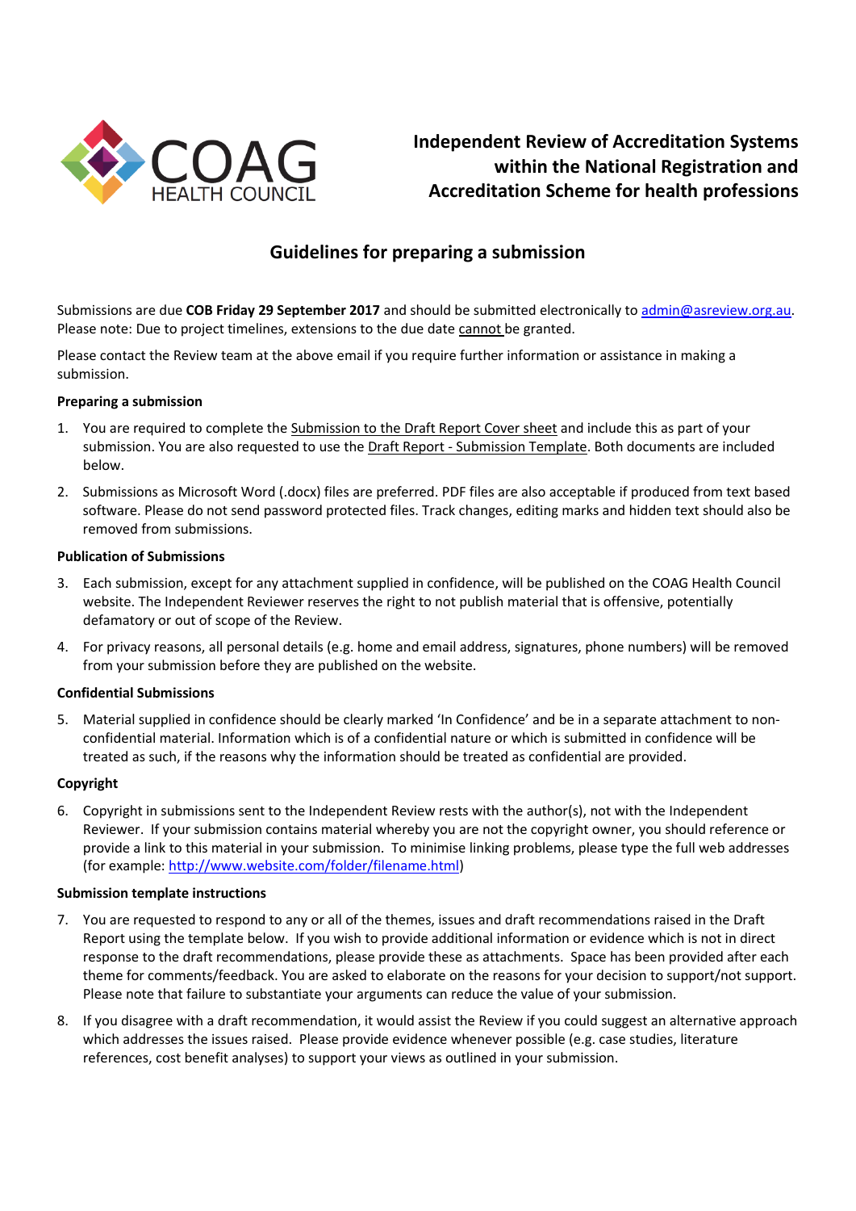COAG HEALTH COUNCIL

# Independent Review of Accreditation Systems within the National Registration and Accreditation Scheme for health professions

## Guidelines for preparing a submission

Submissions are due **COB Friday 29 September 2017** and should be submitted electronically to admin@asreview.org.au. Please note: Due to project timelines, extensions to the due date cannot be granted.

Please contact the Review team at the above email if you require further information or assistance in making a submission.

**Preparing a submission**

1. You are required to complete the Submission to the Draft Report Cover sheet and include this as part of your submission. You are also requested to use the Draft Report - Submission Template. Both documents are included below.
2. Submissions as Microsoft Word (.docx) files are preferred. PDF files are also acceptable if produced from text based software. Please do not send password protected files. Track changes, editing marks and hidden text should also be removed from submissions.

**Publication of Submissions**

3. Each submission, except for any attachment supplied in confidence, will be published on the COAG Health Council website. The Independent Reviewer reserves the right to not publish material that is offensive, potentially defamatory or out of scope of the Review.
4. For privacy reasons, all personal details (e.g. home and email address, signatures, phone numbers) will be removed from your submission before they are published on the website.

**Confidential Submissions**

5. Material supplied in confidence should be clearly marked 'In Confidence' and be in a separate attachment to non-confidential material. Information which is of a confidential nature or which is submitted in confidence will be treated as such, if the reasons why the information should be treated as confidential are provided.

**Copyright**

6. Copyright in submissions sent to the Independent Review rests with the author(s), not with the Independent Reviewer. If your submission contains material whereby you are not the copyright owner, you should reference or provide a link to this material in your submission. To minimise linking problems, please type the full web addresses (for example: http://www.website.com/folder/filename.html)

**Submission template instructions**

7. You are requested to respond to any or all of the themes, issues and draft recommendations raised in the Draft Report using the template below. If you wish to provide additional information or evidence which is not in direct response to the draft recommendations, please provide these as attachments. Space has been provided after each theme for comments/feedback. You are asked to elaborate on the reasons for your decision to support/not support. Please note that failure to substantiate your arguments can reduce the value of your submission.
8. If you disagree with a draft recommendation, it would assist the Review if you could suggest an alternative approach which addresses the issues raised. Please provide evidence whenever possible (e.g. case studies, literature references, cost benefit analyses) to support your views as outlined in your submission.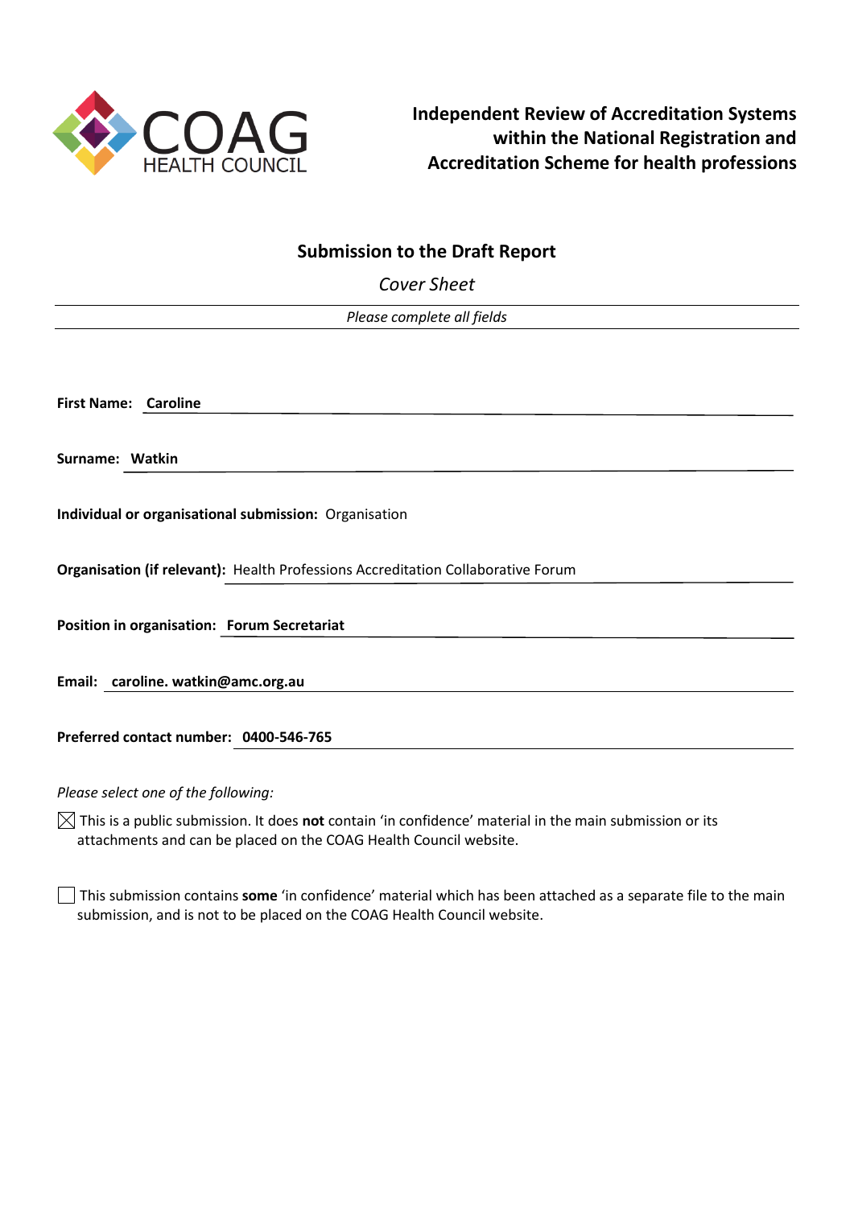COAG HEALTH COUNCIL

# Independent Review of Accreditation Systems within the National Registration and Accreditation Scheme for health professions

## Submission to the Draft Report

*Cover Sheet*

*Please complete all fields*

**First Name:** **Caroline**

**Surname:** **Watkin**

**Individual or organisational submission:** Organisation

**Organisation (if relevant):** Health Professions Accreditation Collaborative Forum

**Position in organisation:** **Forum Secretariat**

**Email:** **caroline. watkin@amc.org.au**

**Preferred contact number:** **0400-546-765**

*Please select one of the following:*

☒ This is a public submission. It does **not** contain 'in confidence' material in the main submission or its attachments and can be placed on the COAG Health Council website.

☐ This submission contains **some** 'in confidence' material which has been attached as a separate file to the main submission, and is not to be placed on the COAG Health Council website.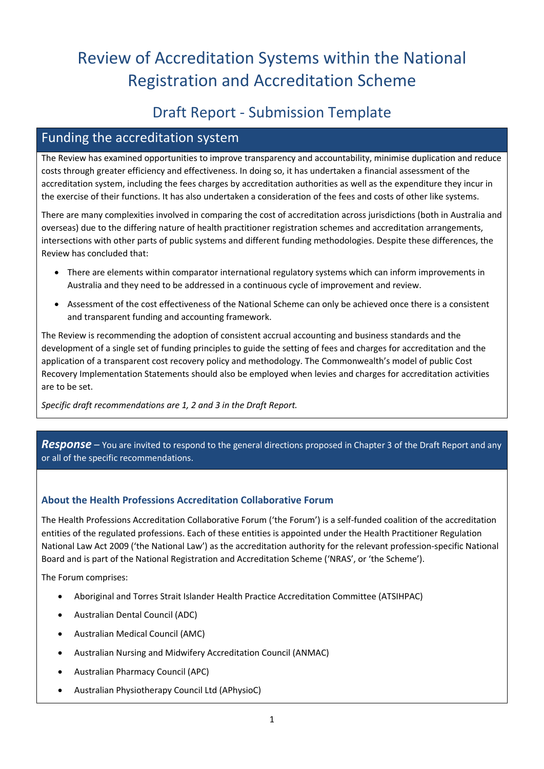# Review of Accreditation Systems within the National Registration and Accreditation Scheme

## Draft Report - Submission Template

## Funding the accreditation system

The Review has examined opportunities to improve transparency and accountability, minimise duplication and reduce costs through greater efficiency and effectiveness. In doing so, it has undertaken a financial assessment of the accreditation system, including the fees charges by accreditation authorities as well as the expenditure they incur in the exercise of their functions. It has also undertaken a consideration of the fees and costs of other like systems.

There are many complexities involved in comparing the cost of accreditation across jurisdictions (both in Australia and overseas) due to the differing nature of health practitioner registration schemes and accreditation arrangements, intersections with other parts of public systems and different funding methodologies. Despite these differences, the Review has concluded that:

- There are elements within comparator international regulatory systems which can inform improvements in Australia and they need to be addressed in a continuous cycle of improvement and review.
- Assessment of the cost effectiveness of the National Scheme can only be achieved once there is a consistent and transparent funding and accounting framework.

The Review is recommending the adoption of consistent accrual accounting and business standards and the development of a single set of funding principles to guide the setting of fees and charges for accreditation and the application of a transparent cost recovery policy and methodology. The Commonwealth's model of public Cost Recovery Implementation Statements should also be employed when levies and charges for accreditation activities are to be set.

*Specific draft recommendations are 1, 2 and 3 in the Draft Report.*

***Response*** – You are invited to respond to the general directions proposed in Chapter 3 of the Draft Report and any or all of the specific recommendations.

### About the Health Professions Accreditation Collaborative Forum

The Health Professions Accreditation Collaborative Forum ('the Forum') is a self-funded coalition of the accreditation entities of the regulated professions. Each of these entities is appointed under the Health Practitioner Regulation National Law Act 2009 ('the National Law') as the accreditation authority for the relevant profession-specific National Board and is part of the National Registration and Accreditation Scheme ('NRAS', or 'the Scheme').

The Forum comprises:

- Aboriginal and Torres Strait Islander Health Practice Accreditation Committee (ATSIHPAC)
- Australian Dental Council (ADC)
- Australian Medical Council (AMC)
- Australian Nursing and Midwifery Accreditation Council (ANMAC)
- Australian Pharmacy Council (APC)
- Australian Physiotherapy Council Ltd (APhysioC)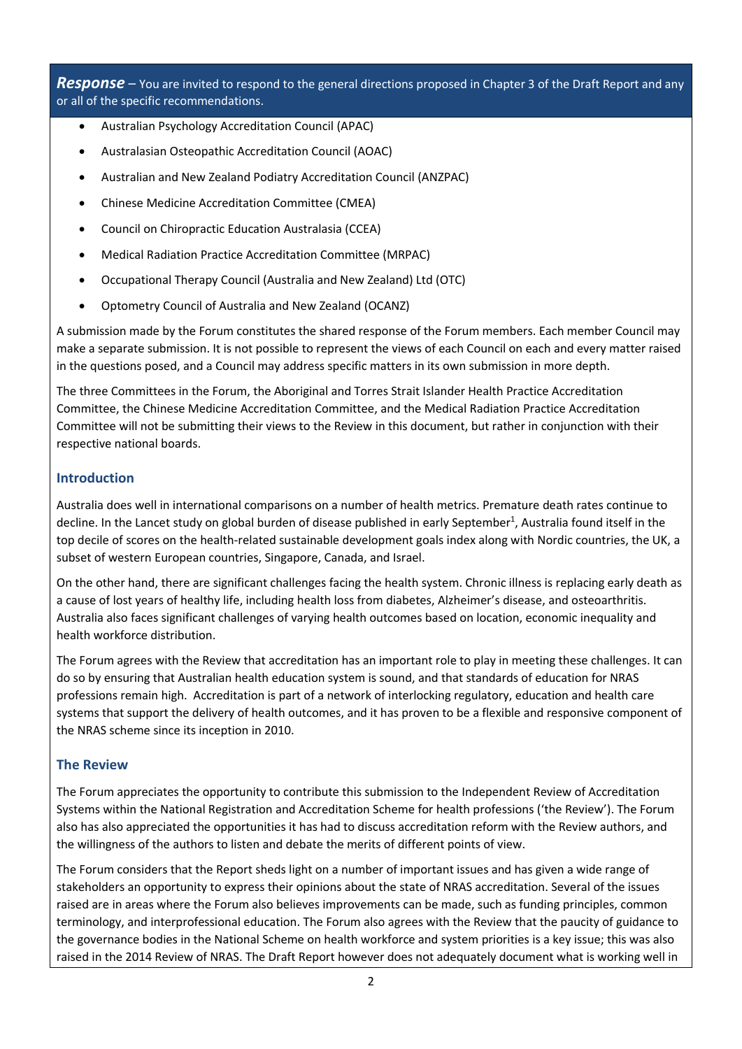***Response*** – You are invited to respond to the general directions proposed in Chapter 3 of the Draft Report and any or all of the specific recommendations.

- Australian Psychology Accreditation Council (APAC)
- Australasian Osteopathic Accreditation Council (AOAC)
- Australian and New Zealand Podiatry Accreditation Council (ANZPAC)
- Chinese Medicine Accreditation Committee (CMEA)
- Council on Chiropractic Education Australasia (CCEA)
- Medical Radiation Practice Accreditation Committee (MRPAC)
- Occupational Therapy Council (Australia and New Zealand) Ltd (OTC)
- Optometry Council of Australia and New Zealand (OCANZ)

A submission made by the Forum constitutes the shared response of the Forum members. Each member Council may make a separate submission. It is not possible to represent the views of each Council on each and every matter raised in the questions posed, and a Council may address specific matters in its own submission in more depth.

The three Committees in the Forum, the Aboriginal and Torres Strait Islander Health Practice Accreditation Committee, the Chinese Medicine Accreditation Committee, and the Medical Radiation Practice Accreditation Committee will not be submitting their views to the Review in this document, but rather in conjunction with their respective national boards.

## Introduction

Australia does well in international comparisons on a number of health metrics. Premature death rates continue to decline. In the Lancet study on global burden of disease published in early September[1], Australia found itself in the top decile of scores on the health-related sustainable development goals index along with Nordic countries, the UK, a subset of western European countries, Singapore, Canada, and Israel.

On the other hand, there are significant challenges facing the health system. Chronic illness is replacing early death as a cause of lost years of healthy life, including health loss from diabetes, Alzheimer's disease, and osteoarthritis. Australia also faces significant challenges of varying health outcomes based on location, economic inequality and health workforce distribution.

The Forum agrees with the Review that accreditation has an important role to play in meeting these challenges. It can do so by ensuring that Australian health education system is sound, and that standards of education for NRAS professions remain high. Accreditation is part of a network of interlocking regulatory, education and health care systems that support the delivery of health outcomes, and it has proven to be a flexible and responsive component of the NRAS scheme since its inception in 2010.

## The Review

The Forum appreciates the opportunity to contribute this submission to the Independent Review of Accreditation Systems within the National Registration and Accreditation Scheme for health professions ('the Review'). The Forum also has also appreciated the opportunities it has had to discuss accreditation reform with the Review authors, and the willingness of the authors to listen and debate the merits of different points of view.

The Forum considers that the Report sheds light on a number of important issues and has given a wide range of stakeholders an opportunity to express their opinions about the state of NRAS accreditation. Several of the issues raised are in areas where the Forum also believes improvements can be made, such as funding principles, common terminology, and interprofessional education. The Forum also agrees with the Review that the paucity of guidance to the governance bodies in the National Scheme on health workforce and system priorities is a key issue; this was also raised in the 2014 Review of NRAS. The Draft Report however does not adequately document what is working well in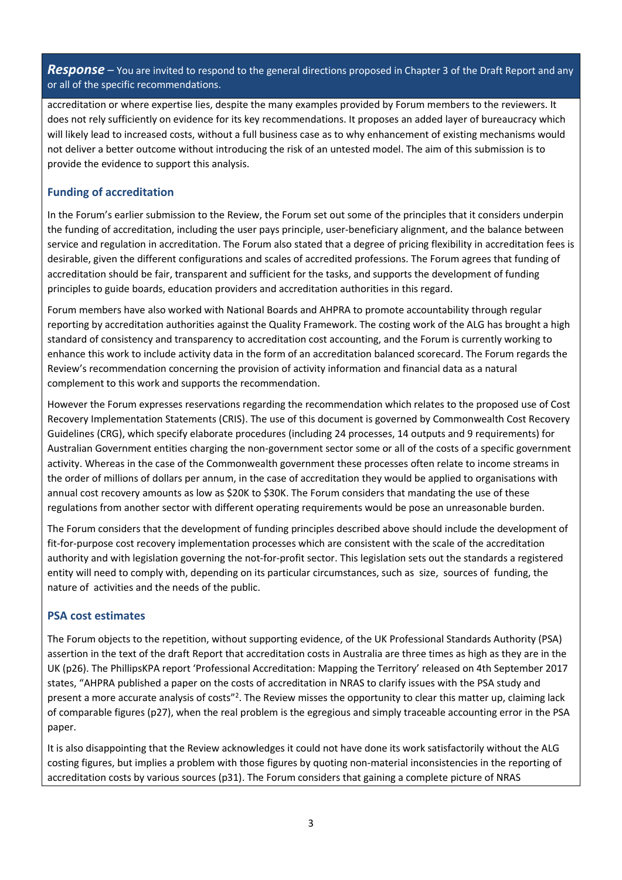***Response*** – You are invited to respond to the general directions proposed in Chapter 3 of the Draft Report and any or all of the specific recommendations.

accreditation or where expertise lies, despite the many examples provided by Forum members to the reviewers. It does not rely sufficiently on evidence for its key recommendations. It proposes an added layer of bureaucracy which will likely lead to increased costs, without a full business case as to why enhancement of existing mechanisms would not deliver a better outcome without introducing the risk of an untested model. The aim of this submission is to provide the evidence to support this analysis.

### Funding of accreditation

In the Forum's earlier submission to the Review, the Forum set out some of the principles that it considers underpin the funding of accreditation, including the user pays principle, user-beneficiary alignment, and the balance between service and regulation in accreditation. The Forum also stated that a degree of pricing flexibility in accreditation fees is desirable, given the different configurations and scales of accredited professions. The Forum agrees that funding of accreditation should be fair, transparent and sufficient for the tasks, and supports the development of funding principles to guide boards, education providers and accreditation authorities in this regard.

Forum members have also worked with National Boards and AHPRA to promote accountability through regular reporting by accreditation authorities against the Quality Framework. The costing work of the ALG has brought a high standard of consistency and transparency to accreditation cost accounting, and the Forum is currently working to enhance this work to include activity data in the form of an accreditation balanced scorecard. The Forum regards the Review's recommendation concerning the provision of activity information and financial data as a natural complement to this work and supports the recommendation.

However the Forum expresses reservations regarding the recommendation which relates to the proposed use of Cost Recovery Implementation Statements (CRIS). The use of this document is governed by Commonwealth Cost Recovery Guidelines (CRG), which specify elaborate procedures (including 24 processes, 14 outputs and 9 requirements) for Australian Government entities charging the non-government sector some or all of the costs of a specific government activity. Whereas in the case of the Commonwealth government these processes often relate to income streams in the order of millions of dollars per annum, in the case of accreditation they would be applied to organisations with annual cost recovery amounts as low as $20K to $30K. The Forum considers that mandating the use of these regulations from another sector with different operating requirements would be pose an unreasonable burden.

The Forum considers that the development of funding principles described above should include the development of fit-for-purpose cost recovery implementation processes which are consistent with the scale of the accreditation authority and with legislation governing the not-for-profit sector. This legislation sets out the standards a registered entity will need to comply with, depending on its particular circumstances, such as size, sources of funding, the nature of activities and the needs of the public.

### PSA cost estimates

The Forum objects to the repetition, without supporting evidence, of the UK Professional Standards Authority (PSA) assertion in the text of the draft Report that accreditation costs in Australia are three times as high as they are in the UK (p26). The PhillipsKPA report 'Professional Accreditation: Mapping the Territory' released on 4th September 2017 states, "AHPRA published a paper on the costs of accreditation in NRAS to clarify issues with the PSA study and present a more accurate analysis of costs"[2]. The Review misses the opportunity to clear this matter up, claiming lack of comparable figures (p27), when the real problem is the egregious and simply traceable accounting error in the PSA paper.

It is also disappointing that the Review acknowledges it could not have done its work satisfactorily without the ALG costing figures, but implies a problem with those figures by quoting non-material inconsistencies in the reporting of accreditation costs by various sources (p31). The Forum considers that gaining a complete picture of NRAS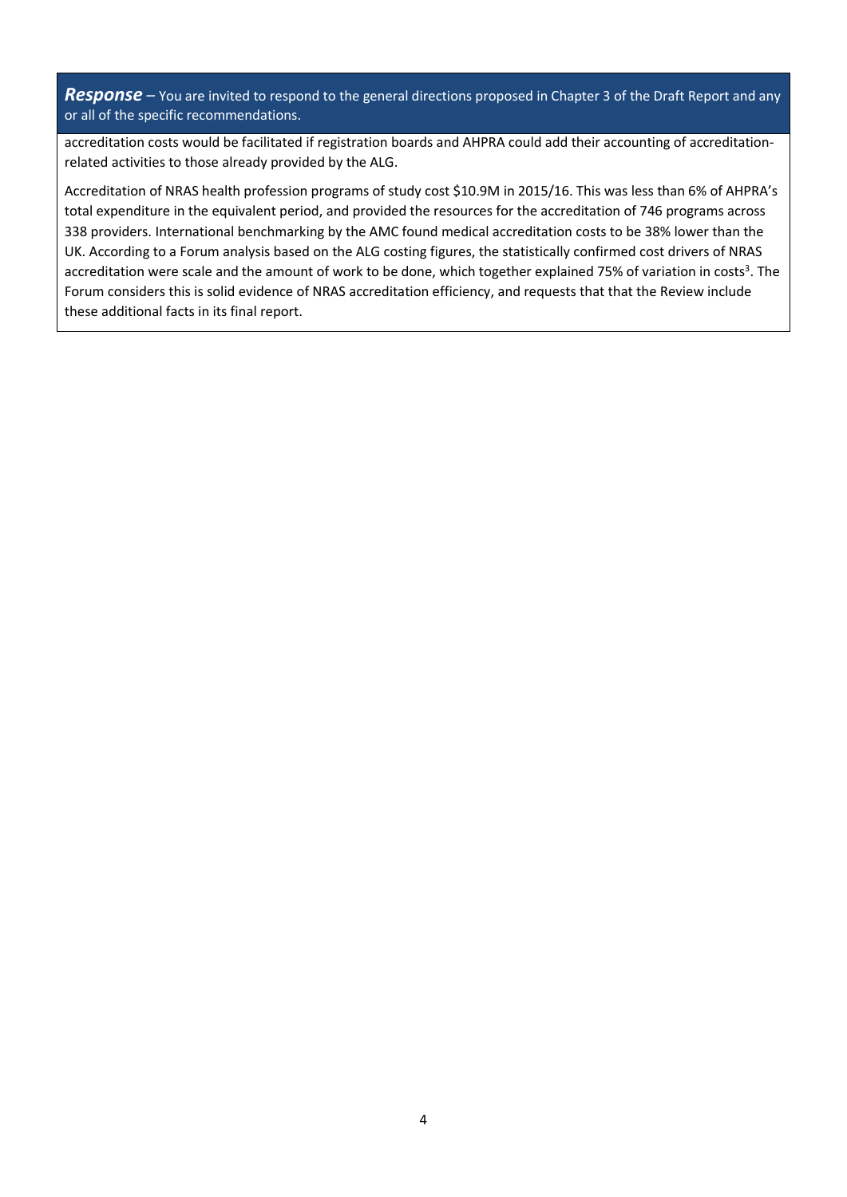***Response*** – You are invited to respond to the general directions proposed in Chapter 3 of the Draft Report and any or all of the specific recommendations.

accreditation costs would be facilitated if registration boards and AHPRA could add their accounting of accreditation-related activities to those already provided by the ALG.

Accreditation of NRAS health profession programs of study cost $10.9M in 2015/16. This was less than 6% of AHPRA's total expenditure in the equivalent period, and provided the resources for the accreditation of 746 programs across 338 providers. International benchmarking by the AMC found medical accreditation costs to be 38% lower than the UK. According to a Forum analysis based on the ALG costing figures, the statistically confirmed cost drivers of NRAS accreditation were scale and the amount of work to be done, which together explained 75% of variation in costs[3]. The Forum considers this is solid evidence of NRAS accreditation efficiency, and requests that that the Review include these additional facts in its final report.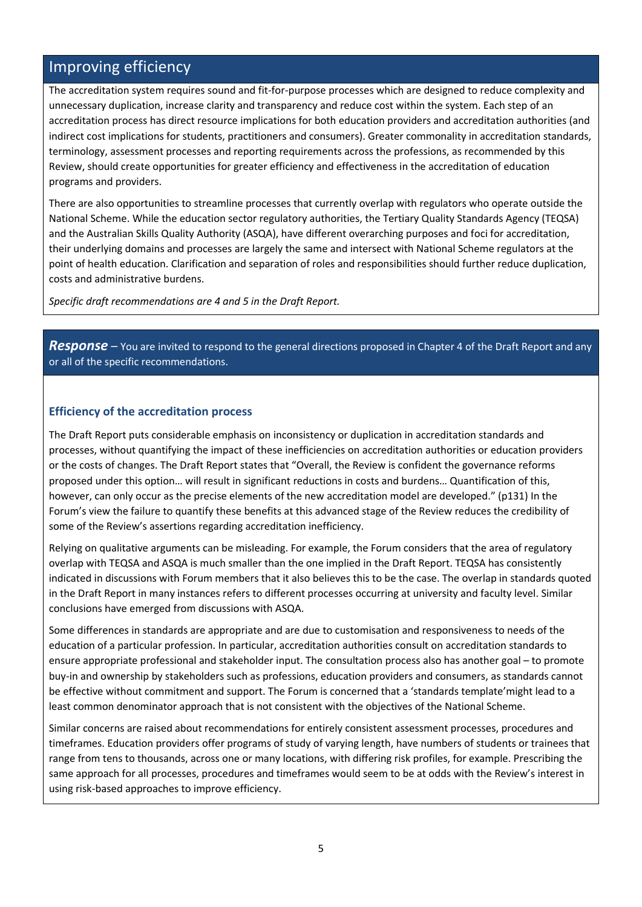## Improving efficiency

The accreditation system requires sound and fit-for-purpose processes which are designed to reduce complexity and unnecessary duplication, increase clarity and transparency and reduce cost within the system. Each step of an accreditation process has direct resource implications for both education providers and accreditation authorities (and indirect cost implications for students, practitioners and consumers). Greater commonality in accreditation standards, terminology, assessment processes and reporting requirements across the professions, as recommended by this Review, should create opportunities for greater efficiency and effectiveness in the accreditation of education programs and providers.

There are also opportunities to streamline processes that currently overlap with regulators who operate outside the National Scheme. While the education sector regulatory authorities, the Tertiary Quality Standards Agency (TEQSA) and the Australian Skills Quality Authority (ASQA), have different overarching purposes and foci for accreditation, their underlying domains and processes are largely the same and intersect with National Scheme regulators at the point of health education. Clarification and separation of roles and responsibilities should further reduce duplication, costs and administrative burdens.

*Specific draft recommendations are 4 and 5 in the Draft Report.*

***Response*** – You are invited to respond to the general directions proposed in Chapter 4 of the Draft Report and any or all of the specific recommendations.

### Efficiency of the accreditation process

The Draft Report puts considerable emphasis on inconsistency or duplication in accreditation standards and processes, without quantifying the impact of these inefficiencies on accreditation authorities or education providers or the costs of changes. The Draft Report states that "Overall, the Review is confident the governance reforms proposed under this option… will result in significant reductions in costs and burdens… Quantification of this, however, can only occur as the precise elements of the new accreditation model are developed." (p131) In the Forum's view the failure to quantify these benefits at this advanced stage of the Review reduces the credibility of some of the Review's assertions regarding accreditation inefficiency.

Relying on qualitative arguments can be misleading. For example, the Forum considers that the area of regulatory overlap with TEQSA and ASQA is much smaller than the one implied in the Draft Report. TEQSA has consistently indicated in discussions with Forum members that it also believes this to be the case. The overlap in standards quoted in the Draft Report in many instances refers to different processes occurring at university and faculty level. Similar conclusions have emerged from discussions with ASQA.

Some differences in standards are appropriate and are due to customisation and responsiveness to needs of the education of a particular profession. In particular, accreditation authorities consult on accreditation standards to ensure appropriate professional and stakeholder input. The consultation process also has another goal – to promote buy-in and ownership by stakeholders such as professions, education providers and consumers, as standards cannot be effective without commitment and support. The Forum is concerned that a 'standards template' might lead to a least common denominator approach that is not consistent with the objectives of the National Scheme.

Similar concerns are raised about recommendations for entirely consistent assessment processes, procedures and timeframes. Education providers offer programs of study of varying length, have numbers of students or trainees that range from tens to thousands, across one or many locations, with differing risk profiles, for example. Prescribing the same approach for all processes, procedures and timeframes would seem to be at odds with the Review's interest in using risk-based approaches to improve efficiency.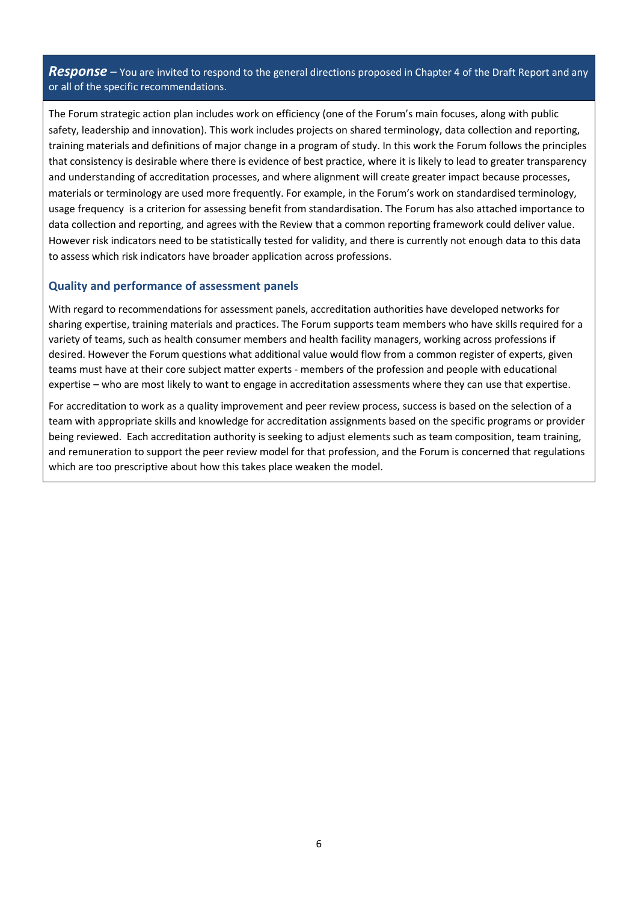***Response*** – You are invited to respond to the general directions proposed in Chapter 4 of the Draft Report and any or all of the specific recommendations.

The Forum strategic action plan includes work on efficiency (one of the Forum's main focuses, along with public safety, leadership and innovation). This work includes projects on shared terminology, data collection and reporting, training materials and definitions of major change in a program of study. In this work the Forum follows the principles that consistency is desirable where there is evidence of best practice, where it is likely to lead to greater transparency and understanding of accreditation processes, and where alignment will create greater impact because processes, materials or terminology are used more frequently. For example, in the Forum's work on standardised terminology, usage frequency is a criterion for assessing benefit from standardisation. The Forum has also attached importance to data collection and reporting, and agrees with the Review that a common reporting framework could deliver value. However risk indicators need to be statistically tested for validity, and there is currently not enough data to this data to assess which risk indicators have broader application across professions.

### Quality and performance of assessment panels

With regard to recommendations for assessment panels, accreditation authorities have developed networks for sharing expertise, training materials and practices. The Forum supports team members who have skills required for a variety of teams, such as health consumer members and health facility managers, working across professions if desired. However the Forum questions what additional value would flow from a common register of experts, given teams must have at their core subject matter experts - members of the profession and people with educational expertise – who are most likely to want to engage in accreditation assessments where they can use that expertise.

For accreditation to work as a quality improvement and peer review process, success is based on the selection of a team with appropriate skills and knowledge for accreditation assignments based on the specific programs or provider being reviewed. Each accreditation authority is seeking to adjust elements such as team composition, team training, and remuneration to support the peer review model for that profession, and the Forum is concerned that regulations which are too prescriptive about how this takes place weaken the model.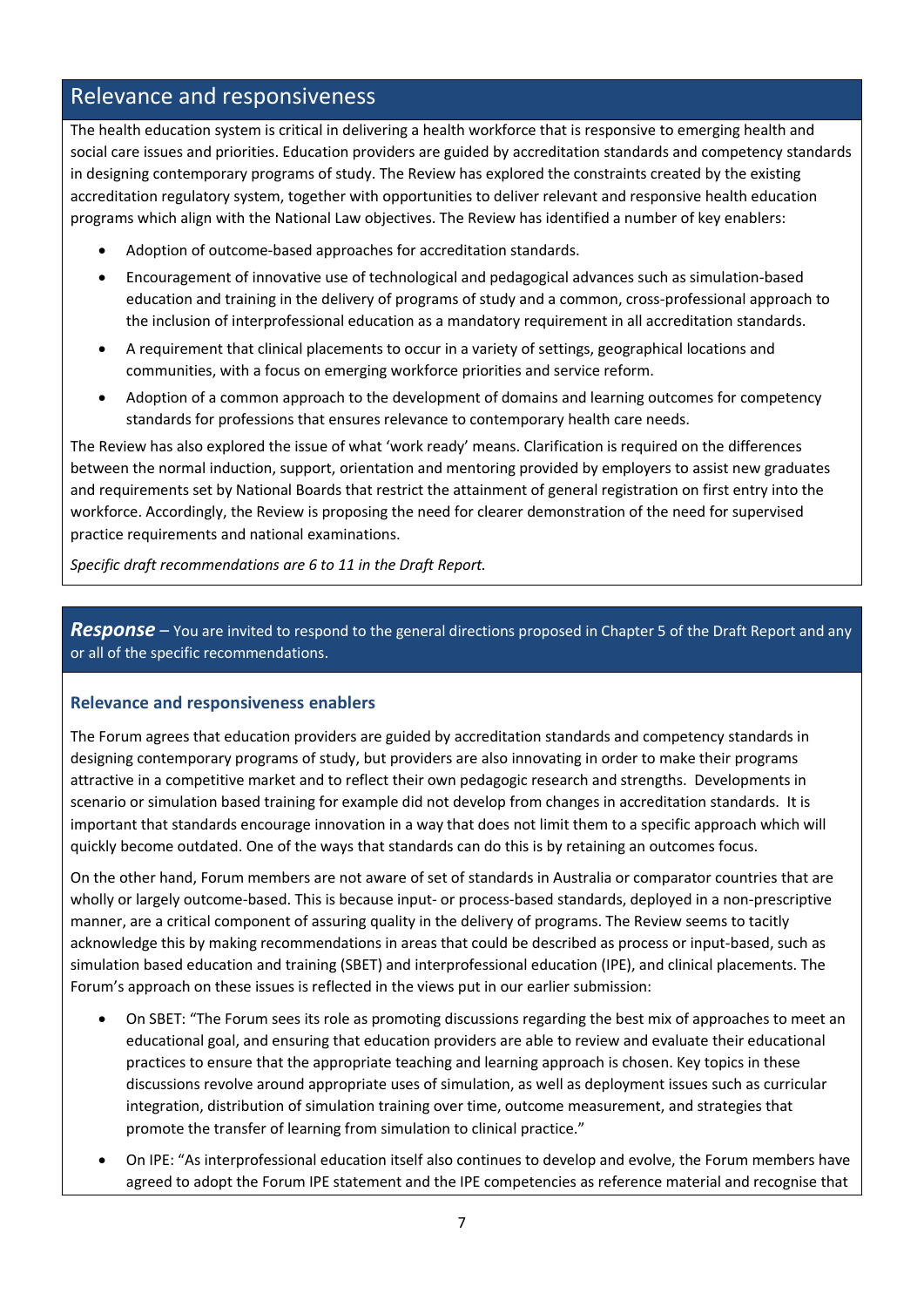## Relevance and responsiveness

The health education system is critical in delivering a health workforce that is responsive to emerging health and social care issues and priorities. Education providers are guided by accreditation standards and competency standards in designing contemporary programs of study. The Review has explored the constraints created by the existing accreditation regulatory system, together with opportunities to deliver relevant and responsive health education programs which align with the National Law objectives. The Review has identified a number of key enablers:

- Adoption of outcome-based approaches for accreditation standards.
- Encouragement of innovative use of technological and pedagogical advances such as simulation-based education and training in the delivery of programs of study and a common, cross-professional approach to the inclusion of interprofessional education as a mandatory requirement in all accreditation standards.
- A requirement that clinical placements to occur in a variety of settings, geographical locations and communities, with a focus on emerging workforce priorities and service reform.
- Adoption of a common approach to the development of domains and learning outcomes for competency standards for professions that ensures relevance to contemporary health care needs.

The Review has also explored the issue of what 'work ready' means. Clarification is required on the differences between the normal induction, support, orientation and mentoring provided by employers to assist new graduates and requirements set by National Boards that restrict the attainment of general registration on first entry into the workforce. Accordingly, the Review is proposing the need for clearer demonstration of the need for supervised practice requirements and national examinations.

*Specific draft recommendations are 6 to 11 in the Draft Report.*

***Response*** – You are invited to respond to the general directions proposed in Chapter 5 of the Draft Report and any or all of the specific recommendations.

### Relevance and responsiveness enablers

The Forum agrees that education providers are guided by accreditation standards and competency standards in designing contemporary programs of study, but providers are also innovating in order to make their programs attractive in a competitive market and to reflect their own pedagogic research and strengths. Developments in scenario or simulation based training for example did not develop from changes in accreditation standards. It is important that standards encourage innovation in a way that does not limit them to a specific approach which will quickly become outdated. One of the ways that standards can do this is by retaining an outcomes focus.

On the other hand, Forum members are not aware of set of standards in Australia or comparator countries that are wholly or largely outcome-based. This is because input- or process-based standards, deployed in a non-prescriptive manner, are a critical component of assuring quality in the delivery of programs. The Review seems to tacitly acknowledge this by making recommendations in areas that could be described as process or input-based, such as simulation based education and training (SBET) and interprofessional education (IPE), and clinical placements. The Forum's approach on these issues is reflected in the views put in our earlier submission:

- On SBET: "The Forum sees its role as promoting discussions regarding the best mix of approaches to meet an educational goal, and ensuring that education providers are able to review and evaluate their educational practices to ensure that the appropriate teaching and learning approach is chosen. Key topics in these discussions revolve around appropriate uses of simulation, as well as deployment issues such as curricular integration, distribution of simulation training over time, outcome measurement, and strategies that promote the transfer of learning from simulation to clinical practice."
- On IPE: "As interprofessional education itself also continues to develop and evolve, the Forum members have agreed to adopt the Forum IPE statement and the IPE competencies as reference material and recognise that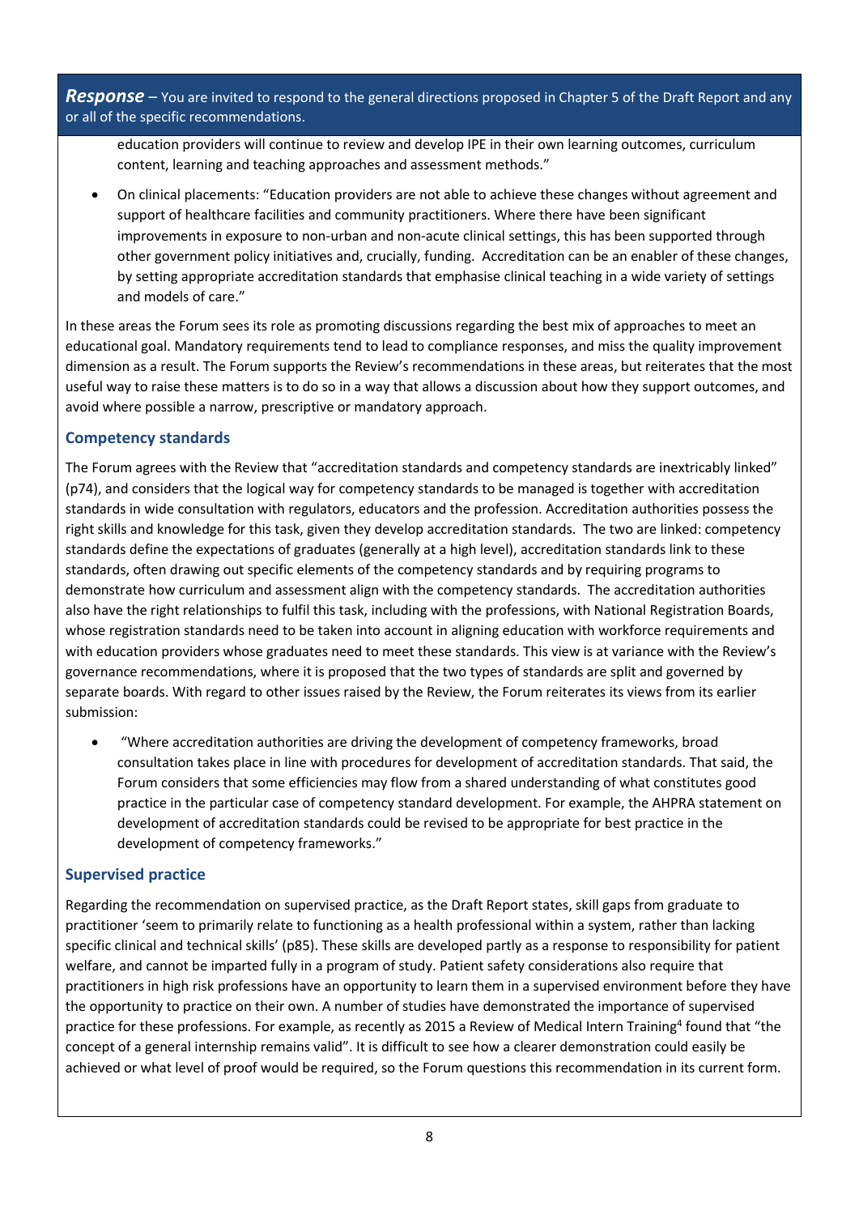***Response*** – You are invited to respond to the general directions proposed in Chapter 5 of the Draft Report and any or all of the specific recommendations.

education providers will continue to review and develop IPE in their own learning outcomes, curriculum content, learning and teaching approaches and assessment methods."

- On clinical placements: "Education providers are not able to achieve these changes without agreement and support of healthcare facilities and community practitioners. Where there have been significant improvements in exposure to non-urban and non-acute clinical settings, this has been supported through other government policy initiatives and, crucially, funding. Accreditation can be an enabler of these changes, by setting appropriate accreditation standards that emphasise clinical teaching in a wide variety of settings and models of care."

In these areas the Forum sees its role as promoting discussions regarding the best mix of approaches to meet an educational goal. Mandatory requirements tend to lead to compliance responses, and miss the quality improvement dimension as a result. The Forum supports the Review's recommendations in these areas, but reiterates that the most useful way to raise these matters is to do so in a way that allows a discussion about how they support outcomes, and avoid where possible a narrow, prescriptive or mandatory approach.

### Competency standards

The Forum agrees with the Review that "accreditation standards and competency standards are inextricably linked" (p74), and considers that the logical way for competency standards to be managed is together with accreditation standards in wide consultation with regulators, educators and the profession. Accreditation authorities possess the right skills and knowledge for this task, given they develop accreditation standards. The two are linked: competency standards define the expectations of graduates (generally at a high level), accreditation standards link to these standards, often drawing out specific elements of the competency standards and by requiring programs to demonstrate how curriculum and assessment align with the competency standards. The accreditation authorities also have the right relationships to fulfil this task, including with the professions, with National Registration Boards, whose registration standards need to be taken into account in aligning education with workforce requirements and with education providers whose graduates need to meet these standards. This view is at variance with the Review's governance recommendations, where it is proposed that the two types of standards are split and governed by separate boards. With regard to other issues raised by the Review, the Forum reiterates its views from its earlier submission:

- "Where accreditation authorities are driving the development of competency frameworks, broad consultation takes place in line with procedures for development of accreditation standards. That said, the Forum considers that some efficiencies may flow from a shared understanding of what constitutes good practice in the particular case of competency standard development. For example, the AHPRA statement on development of accreditation standards could be revised to be appropriate for best practice in the development of competency frameworks."

### Supervised practice

Regarding the recommendation on supervised practice, as the Draft Report states, skill gaps from graduate to practitioner 'seem to primarily relate to functioning as a health professional within a system, rather than lacking specific clinical and technical skills' (p85). These skills are developed partly as a response to responsibility for patient welfare, and cannot be imparted fully in a program of study. Patient safety considerations also require that practitioners in high risk professions have an opportunity to learn them in a supervised environment before they have the opportunity to practice on their own. A number of studies have demonstrated the importance of supervised practice for these professions. For example, as recently as 2015 a Review of Medical Intern Training[4] found that "the concept of a general internship remains valid". It is difficult to see how a clearer demonstration could easily be achieved or what level of proof would be required, so the Forum questions this recommendation in its current form.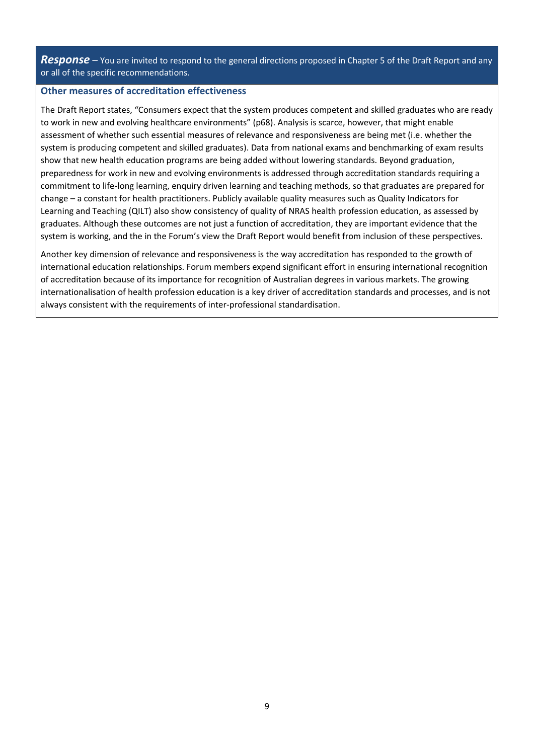***Response*** – You are invited to respond to the general directions proposed in Chapter 5 of the Draft Report and any or all of the specific recommendations.

### Other measures of accreditation effectiveness

The Draft Report states, "Consumers expect that the system produces competent and skilled graduates who are ready to work in new and evolving healthcare environments" (p68). Analysis is scarce, however, that might enable assessment of whether such essential measures of relevance and responsiveness are being met (i.e. whether the system is producing competent and skilled graduates). Data from national exams and benchmarking of exam results show that new health education programs are being added without lowering standards. Beyond graduation, preparedness for work in new and evolving environments is addressed through accreditation standards requiring a commitment to life-long learning, enquiry driven learning and teaching methods, so that graduates are prepared for change – a constant for health practitioners. Publicly available quality measures such as Quality Indicators for Learning and Teaching (QILT) also show consistency of quality of NRAS health profession education, as assessed by graduates. Although these outcomes are not just a function of accreditation, they are important evidence that the system is working, and the in the Forum's view the Draft Report would benefit from inclusion of these perspectives.

Another key dimension of relevance and responsiveness is the way accreditation has responded to the growth of international education relationships. Forum members expend significant effort in ensuring international recognition of accreditation because of its importance for recognition of Australian degrees in various markets. The growing internationalisation of health profession education is a key driver of accreditation standards and processes, and is not always consistent with the requirements of inter-professional standardisation.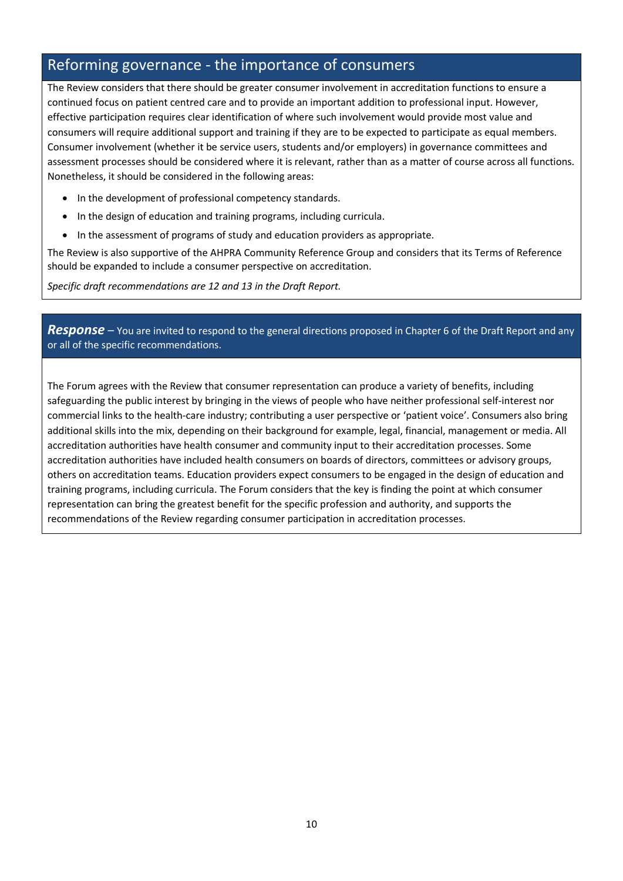## Reforming governance - the importance of consumers

The Review considers that there should be greater consumer involvement in accreditation functions to ensure a continued focus on patient centred care and to provide an important addition to professional input. However, effective participation requires clear identification of where such involvement would provide most value and consumers will require additional support and training if they are to be expected to participate as equal members. Consumer involvement (whether it be service users, students and/or employers) in governance committees and assessment processes should be considered where it is relevant, rather than as a matter of course across all functions. Nonetheless, it should be considered in the following areas:

- In the development of professional competency standards.
- In the design of education and training programs, including curricula.
- In the assessment of programs of study and education providers as appropriate.

The Review is also supportive of the AHPRA Community Reference Group and considers that its Terms of Reference should be expanded to include a consumer perspective on accreditation.

*Specific draft recommendations are 12 and 13 in the Draft Report.*

***Response*** – You are invited to respond to the general directions proposed in Chapter 6 of the Draft Report and any or all of the specific recommendations.

The Forum agrees with the Review that consumer representation can produce a variety of benefits, including safeguarding the public interest by bringing in the views of people who have neither professional self-interest nor commercial links to the health-care industry; contributing a user perspective or 'patient voice'. Consumers also bring additional skills into the mix, depending on their background for example, legal, financial, management or media. All accreditation authorities have health consumer and community input to their accreditation processes. Some accreditation authorities have included health consumers on boards of directors, committees or advisory groups, others on accreditation teams. Education providers expect consumers to be engaged in the design of education and training programs, including curricula. The Forum considers that the key is finding the point at which consumer representation can bring the greatest benefit for the specific profession and authority, and supports the recommendations of the Review regarding consumer participation in accreditation processes.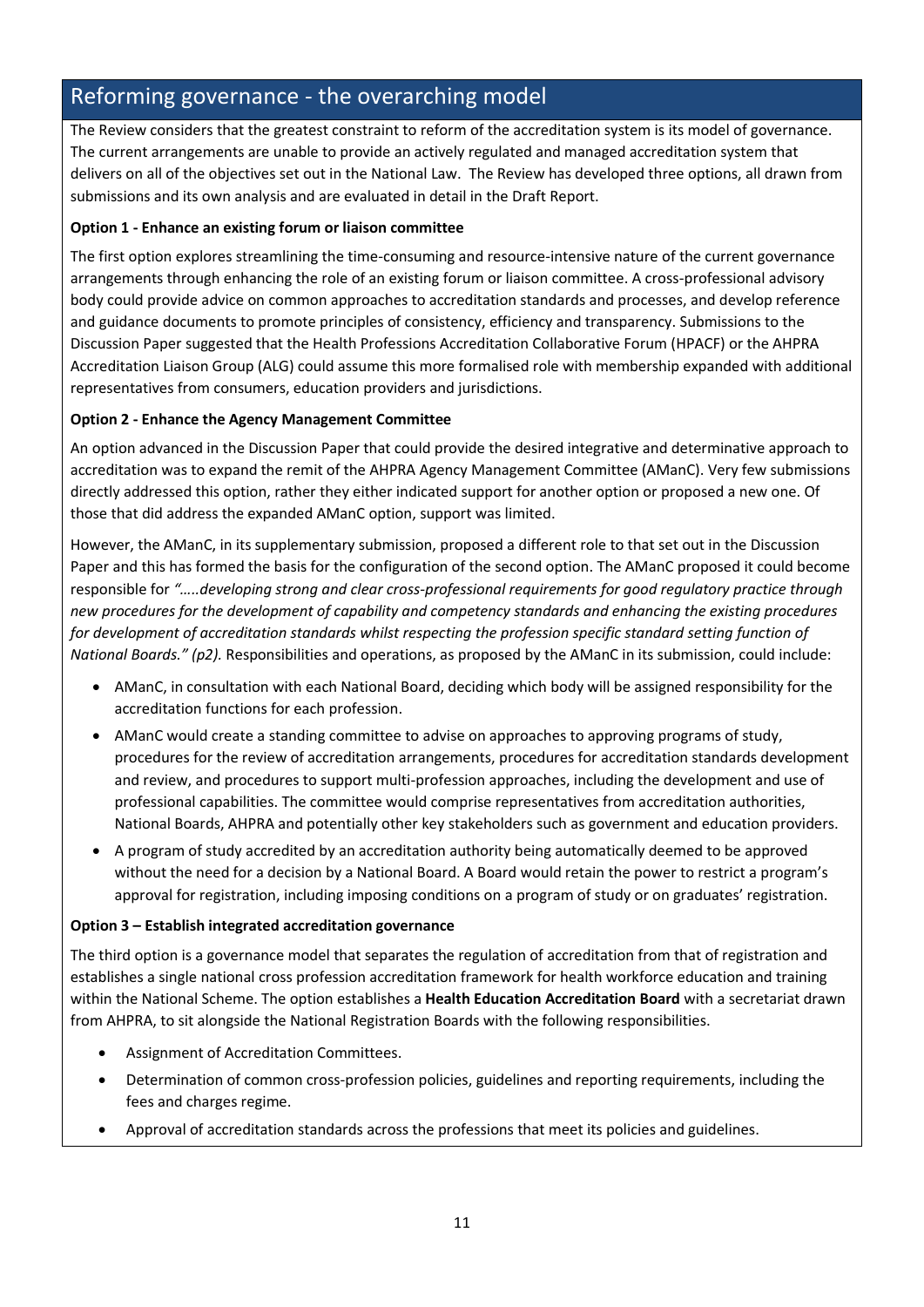## Reforming governance - the overarching model

The Review considers that the greatest constraint to reform of the accreditation system is its model of governance. The current arrangements are unable to provide an actively regulated and managed accreditation system that delivers on all of the objectives set out in the National Law. The Review has developed three options, all drawn from submissions and its own analysis and are evaluated in detail in the Draft Report.

**Option 1 - Enhance an existing forum or liaison committee**

The first option explores streamlining the time-consuming and resource-intensive nature of the current governance arrangements through enhancing the role of an existing forum or liaison committee. A cross-professional advisory body could provide advice on common approaches to accreditation standards and processes, and develop reference and guidance documents to promote principles of consistency, efficiency and transparency. Submissions to the Discussion Paper suggested that the Health Professions Accreditation Collaborative Forum (HPACF) or the AHPRA Accreditation Liaison Group (ALG) could assume this more formalised role with membership expanded with additional representatives from consumers, education providers and jurisdictions.

**Option 2 - Enhance the Agency Management Committee**

An option advanced in the Discussion Paper that could provide the desired integrative and determinative approach to accreditation was to expand the remit of the AHPRA Agency Management Committee (AManC). Very few submissions directly addressed this option, rather they either indicated support for another option or proposed a new one. Of those that did address the expanded AManC option, support was limited.

However, the AManC, in its supplementary submission, proposed a different role to that set out in the Discussion Paper and this has formed the basis for the configuration of the second option. The AManC proposed it could become responsible for *"…..developing strong and clear cross-professional requirements for good regulatory practice through new procedures for the development of capability and competency standards and enhancing the existing procedures for development of accreditation standards whilst respecting the profession specific standard setting function of National Boards." (p2).* Responsibilities and operations, as proposed by the AManC in its submission, could include:

- AManC, in consultation with each National Board, deciding which body will be assigned responsibility for the accreditation functions for each profession.
- AManC would create a standing committee to advise on approaches to approving programs of study, procedures for the review of accreditation arrangements, procedures for accreditation standards development and review, and procedures to support multi-profession approaches, including the development and use of professional capabilities. The committee would comprise representatives from accreditation authorities, National Boards, AHPRA and potentially other key stakeholders such as government and education providers.
- A program of study accredited by an accreditation authority being automatically deemed to be approved without the need for a decision by a National Board. A Board would retain the power to restrict a program's approval for registration, including imposing conditions on a program of study or on graduates' registration.

**Option 3 – Establish integrated accreditation governance**

The third option is a governance model that separates the regulation of accreditation from that of registration and establishes a single national cross profession accreditation framework for health workforce education and training within the National Scheme. The option establishes a **Health Education Accreditation Board** with a secretariat drawn from AHPRA, to sit alongside the National Registration Boards with the following responsibilities.

- Assignment of Accreditation Committees.
- Determination of common cross-profession policies, guidelines and reporting requirements, including the fees and charges regime.
- Approval of accreditation standards across the professions that meet its policies and guidelines.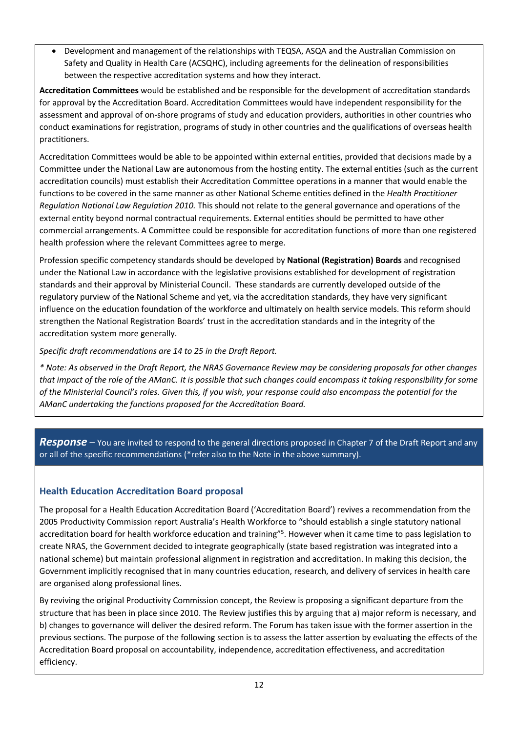- Development and management of the relationships with TEQSA, ASQA and the Australian Commission on Safety and Quality in Health Care (ACSQHC), including agreements for the delineation of responsibilities between the respective accreditation systems and how they interact.

**Accreditation Committees** would be established and be responsible for the development of accreditation standards for approval by the Accreditation Board. Accreditation Committees would have independent responsibility for the assessment and approval of on-shore programs of study and education providers, authorities in other countries who conduct examinations for registration, programs of study in other countries and the qualifications of overseas health practitioners.

Accreditation Committees would be able to be appointed within external entities, provided that decisions made by a Committee under the National Law are autonomous from the hosting entity. The external entities (such as the current accreditation councils) must establish their Accreditation Committee operations in a manner that would enable the functions to be covered in the same manner as other National Scheme entities defined in the *Health Practitioner Regulation National Law Regulation 2010.* This should not relate to the general governance and operations of the external entity beyond normal contractual requirements. External entities should be permitted to have other commercial arrangements. A Committee could be responsible for accreditation functions of more than one registered health profession where the relevant Committees agree to merge.

Profession specific competency standards should be developed by **National (Registration) Boards** and recognised under the National Law in accordance with the legislative provisions established for development of registration standards and their approval by Ministerial Council. These standards are currently developed outside of the regulatory purview of the National Scheme and yet, via the accreditation standards, they have very significant influence on the education foundation of the workforce and ultimately on health service models. This reform should strengthen the National Registration Boards' trust in the accreditation standards and in the integrity of the accreditation system more generally.

*Specific draft recommendations are 14 to 25 in the Draft Report.*

*\* Note: As observed in the Draft Report, the NRAS Governance Review may be considering proposals for other changes that impact of the role of the AManC. It is possible that such changes could encompass it taking responsibility for some of the Ministerial Council's roles. Given this, if you wish, your response could also encompass the potential for the AManC undertaking the functions proposed for the Accreditation Board.*

***Response*** – You are invited to respond to the general directions proposed in Chapter 7 of the Draft Report and any or all of the specific recommendations (\*refer also to the Note in the above summary).

### Health Education Accreditation Board proposal

The proposal for a Health Education Accreditation Board ('Accreditation Board') revives a recommendation from the 2005 Productivity Commission report Australia's Health Workforce to "should establish a single statutory national accreditation board for health workforce education and training"[5]. However when it came time to pass legislation to create NRAS, the Government decided to integrate geographically (state based registration was integrated into a national scheme) but maintain professional alignment in registration and accreditation. In making this decision, the Government implicitly recognised that in many countries education, research, and delivery of services in health care are organised along professional lines.

By reviving the original Productivity Commission concept, the Review is proposing a significant departure from the structure that has been in place since 2010. The Review justifies this by arguing that a) major reform is necessary, and b) changes to governance will deliver the desired reform. The Forum has taken issue with the former assertion in the previous sections. The purpose of the following section is to assess the latter assertion by evaluating the effects of the Accreditation Board proposal on accountability, independence, accreditation effectiveness, and accreditation efficiency.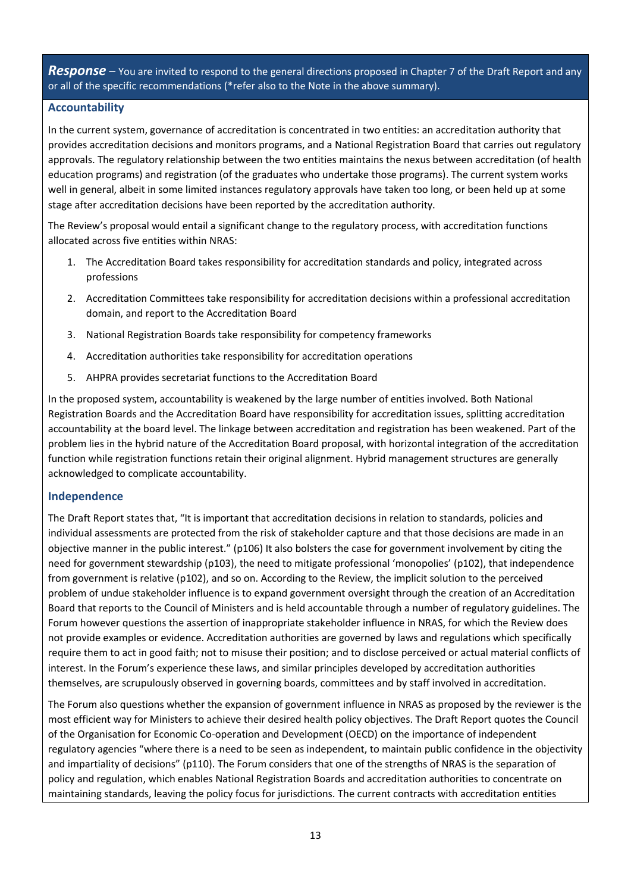***Response*** – You are invited to respond to the general directions proposed in Chapter 7 of the Draft Report and any or all of the specific recommendations (*refer also to the Note in the above summary).

### Accountability

In the current system, governance of accreditation is concentrated in two entities: an accreditation authority that provides accreditation decisions and monitors programs, and a National Registration Board that carries out regulatory approvals. The regulatory relationship between the two entities maintains the nexus between accreditation (of health education programs) and registration (of the graduates who undertake those programs). The current system works well in general, albeit in some limited instances regulatory approvals have taken too long, or been held up at some stage after accreditation decisions have been reported by the accreditation authority.

The Review's proposal would entail a significant change to the regulatory process, with accreditation functions allocated across five entities within NRAS:

1. The Accreditation Board takes responsibility for accreditation standards and policy, integrated across professions
2. Accreditation Committees take responsibility for accreditation decisions within a professional accreditation domain, and report to the Accreditation Board
3. National Registration Boards take responsibility for competency frameworks
4. Accreditation authorities take responsibility for accreditation operations
5. AHPRA provides secretariat functions to the Accreditation Board

In the proposed system, accountability is weakened by the large number of entities involved. Both National Registration Boards and the Accreditation Board have responsibility for accreditation issues, splitting accreditation accountability at the board level. The linkage between accreditation and registration has been weakened. Part of the problem lies in the hybrid nature of the Accreditation Board proposal, with horizontal integration of the accreditation function while registration functions retain their original alignment. Hybrid management structures are generally acknowledged to complicate accountability.

### Independence

The Draft Report states that, "It is important that accreditation decisions in relation to standards, policies and individual assessments are protected from the risk of stakeholder capture and that those decisions are made in an objective manner in the public interest." (p106) It also bolsters the case for government involvement by citing the need for government stewardship (p103), the need to mitigate professional 'monopolies' (p102), that independence from government is relative (p102), and so on. According to the Review, the implicit solution to the perceived problem of undue stakeholder influence is to expand government oversight through the creation of an Accreditation Board that reports to the Council of Ministers and is held accountable through a number of regulatory guidelines. The Forum however questions the assertion of inappropriate stakeholder influence in NRAS, for which the Review does not provide examples or evidence. Accreditation authorities are governed by laws and regulations which specifically require them to act in good faith; not to misuse their position; and to disclose perceived or actual material conflicts of interest. In the Forum's experience these laws, and similar principles developed by accreditation authorities themselves, are scrupulously observed in governing boards, committees and by staff involved in accreditation.

The Forum also questions whether the expansion of government influence in NRAS as proposed by the reviewer is the most efficient way for Ministers to achieve their desired health policy objectives. The Draft Report quotes the Council of the Organisation for Economic Co-operation and Development (OECD) on the importance of independent regulatory agencies "where there is a need to be seen as independent, to maintain public confidence in the objectivity and impartiality of decisions" (p110). The Forum considers that one of the strengths of NRAS is the separation of policy and regulation, which enables National Registration Boards and accreditation authorities to concentrate on maintaining standards, leaving the policy focus for jurisdictions. The current contracts with accreditation entities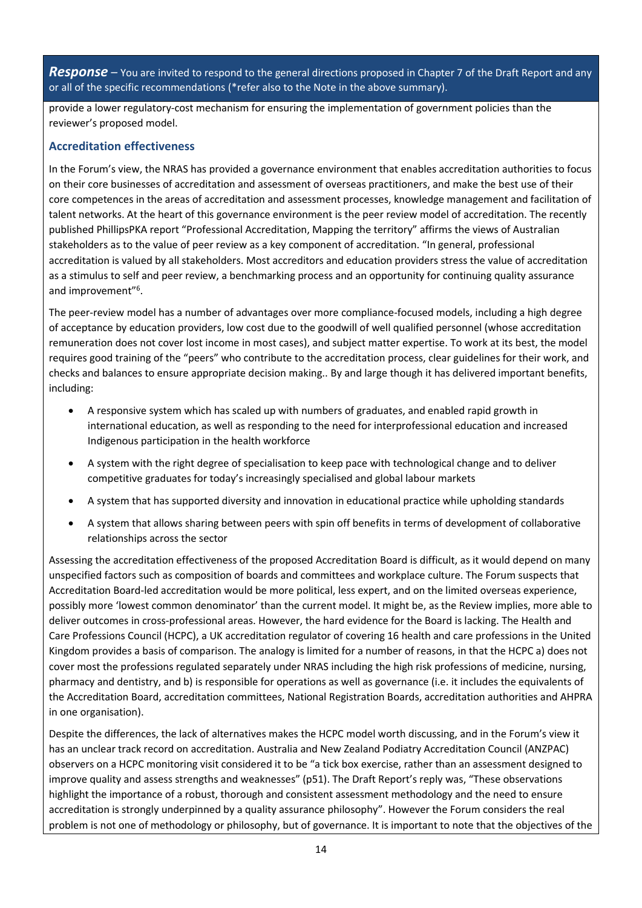***Response*** – You are invited to respond to the general directions proposed in Chapter 7 of the Draft Report and any or all of the specific recommendations (*refer also to the Note in the above summary).

provide a lower regulatory-cost mechanism for ensuring the implementation of government policies than the reviewer's proposed model.

### Accreditation effectiveness

In the Forum's view, the NRAS has provided a governance environment that enables accreditation authorities to focus on their core businesses of accreditation and assessment of overseas practitioners, and make the best use of their core competences in the areas of accreditation and assessment processes, knowledge management and facilitation of talent networks. At the heart of this governance environment is the peer review model of accreditation. The recently published PhillipsPKA report "Professional Accreditation, Mapping the territory" affirms the views of Australian stakeholders as to the value of peer review as a key component of accreditation. "In general, professional accreditation is valued by all stakeholders. Most accreditors and education providers stress the value of accreditation as a stimulus to self and peer review, a benchmarking process and an opportunity for continuing quality assurance and improvement"[6].

The peer-review model has a number of advantages over more compliance-focused models, including a high degree of acceptance by education providers, low cost due to the goodwill of well qualified personnel (whose accreditation remuneration does not cover lost income in most cases), and subject matter expertise. To work at its best, the model requires good training of the "peers" who contribute to the accreditation process, clear guidelines for their work, and checks and balances to ensure appropriate decision making.. By and large though it has delivered important benefits, including:

- A responsive system which has scaled up with numbers of graduates, and enabled rapid growth in international education, as well as responding to the need for interprofessional education and increased Indigenous participation in the health workforce
- A system with the right degree of specialisation to keep pace with technological change and to deliver competitive graduates for today's increasingly specialised and global labour markets
- A system that has supported diversity and innovation in educational practice while upholding standards
- A system that allows sharing between peers with spin off benefits in terms of development of collaborative relationships across the sector

Assessing the accreditation effectiveness of the proposed Accreditation Board is difficult, as it would depend on many unspecified factors such as composition of boards and committees and workplace culture. The Forum suspects that Accreditation Board-led accreditation would be more political, less expert, and on the limited overseas experience, possibly more 'lowest common denominator' than the current model. It might be, as the Review implies, more able to deliver outcomes in cross-professional areas. However, the hard evidence for the Board is lacking. The Health and Care Professions Council (HCPC), a UK accreditation regulator of covering 16 health and care professions in the United Kingdom provides a basis of comparison. The analogy is limited for a number of reasons, in that the HCPC a) does not cover most the professions regulated separately under NRAS including the high risk professions of medicine, nursing, pharmacy and dentistry, and b) is responsible for operations as well as governance (i.e. it includes the equivalents of the Accreditation Board, accreditation committees, National Registration Boards, accreditation authorities and AHPRA in one organisation).

Despite the differences, the lack of alternatives makes the HCPC model worth discussing, and in the Forum's view it has an unclear track record on accreditation. Australia and New Zealand Podiatry Accreditation Council (ANZPAC) observers on a HCPC monitoring visit considered it to be "a tick box exercise, rather than an assessment designed to improve quality and assess strengths and weaknesses" (p51). The Draft Report's reply was, "These observations highlight the importance of a robust, thorough and consistent assessment methodology and the need to ensure accreditation is strongly underpinned by a quality assurance philosophy". However the Forum considers the real problem is not one of methodology or philosophy, but of governance. It is important to note that the objectives of the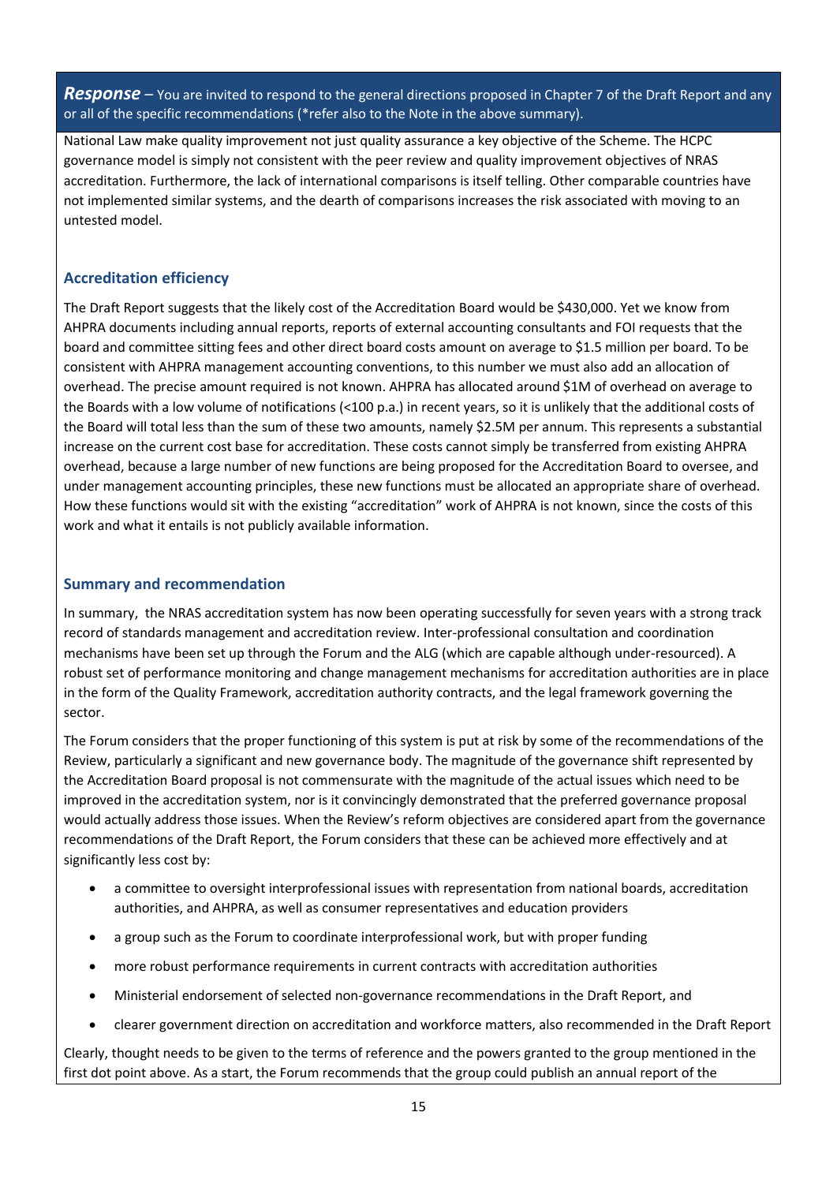***Response*** – You are invited to respond to the general directions proposed in Chapter 7 of the Draft Report and any or all of the specific recommendations (*refer also to the Note in the above summary).

National Law make quality improvement not just quality assurance a key objective of the Scheme. The HCPC governance model is simply not consistent with the peer review and quality improvement objectives of NRAS accreditation. Furthermore, the lack of international comparisons is itself telling. Other comparable countries have not implemented similar systems, and the dearth of comparisons increases the risk associated with moving to an untested model.

### Accreditation efficiency

The Draft Report suggests that the likely cost of the Accreditation Board would be $430,000. Yet we know from AHPRA documents including annual reports, reports of external accounting consultants and FOI requests that the board and committee sitting fees and other direct board costs amount on average to $1.5 million per board. To be consistent with AHPRA management accounting conventions, to this number we must also add an allocation of overhead. The precise amount required is not known. AHPRA has allocated around $1M of overhead on average to the Boards with a low volume of notifications (<100 p.a.) in recent years, so it is unlikely that the additional costs of the Board will total less than the sum of these two amounts, namely $2.5M per annum. This represents a substantial increase on the current cost base for accreditation. These costs cannot simply be transferred from existing AHPRA overhead, because a large number of new functions are being proposed for the Accreditation Board to oversee, and under management accounting principles, these new functions must be allocated an appropriate share of overhead. How these functions would sit with the existing "accreditation" work of AHPRA is not known, since the costs of this work and what it entails is not publicly available information.

### Summary and recommendation

In summary, the NRAS accreditation system has now been operating successfully for seven years with a strong track record of standards management and accreditation review. Inter-professional consultation and coordination mechanisms have been set up through the Forum and the ALG (which are capable although under-resourced). A robust set of performance monitoring and change management mechanisms for accreditation authorities are in place in the form of the Quality Framework, accreditation authority contracts, and the legal framework governing the sector.

The Forum considers that the proper functioning of this system is put at risk by some of the recommendations of the Review, particularly a significant and new governance body. The magnitude of the governance shift represented by the Accreditation Board proposal is not commensurate with the magnitude of the actual issues which need to be improved in the accreditation system, nor is it convincingly demonstrated that the preferred governance proposal would actually address those issues. When the Review's reform objectives are considered apart from the governance recommendations of the Draft Report, the Forum considers that these can be achieved more effectively and at significantly less cost by:

- a committee to oversight interprofessional issues with representation from national boards, accreditation authorities, and AHPRA, as well as consumer representatives and education providers
- a group such as the Forum to coordinate interprofessional work, but with proper funding
- more robust performance requirements in current contracts with accreditation authorities
- Ministerial endorsement of selected non-governance recommendations in the Draft Report, and
- clearer government direction on accreditation and workforce matters, also recommended in the Draft Report

Clearly, thought needs to be given to the terms of reference and the powers granted to the group mentioned in the first dot point above. As a start, the Forum recommends that the group could publish an annual report of the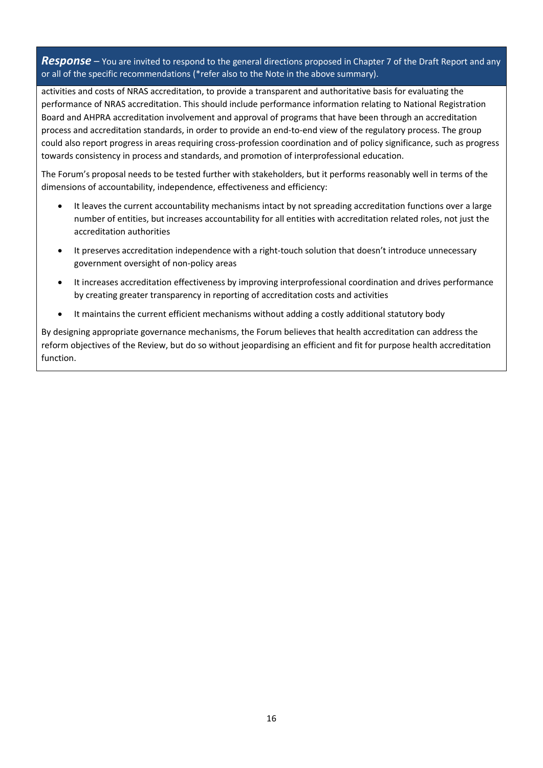***Response*** – You are invited to respond to the general directions proposed in Chapter 7 of the Draft Report and any or all of the specific recommendations (*refer also to the Note in the above summary).

activities and costs of NRAS accreditation, to provide a transparent and authoritative basis for evaluating the performance of NRAS accreditation. This should include performance information relating to National Registration Board and AHPRA accreditation involvement and approval of programs that have been through an accreditation process and accreditation standards, in order to provide an end-to-end view of the regulatory process. The group could also report progress in areas requiring cross-profession coordination and of policy significance, such as progress towards consistency in process and standards, and promotion of interprofessional education.

The Forum's proposal needs to be tested further with stakeholders, but it performs reasonably well in terms of the dimensions of accountability, independence, effectiveness and efficiency:

- It leaves the current accountability mechanisms intact by not spreading accreditation functions over a large number of entities, but increases accountability for all entities with accreditation related roles, not just the accreditation authorities
- It preserves accreditation independence with a right-touch solution that doesn't introduce unnecessary government oversight of non-policy areas
- It increases accreditation effectiveness by improving interprofessional coordination and drives performance by creating greater transparency in reporting of accreditation costs and activities
- It maintains the current efficient mechanisms without adding a costly additional statutory body

By designing appropriate governance mechanisms, the Forum believes that health accreditation can address the reform objectives of the Review, but do so without jeopardising an efficient and fit for purpose health accreditation function.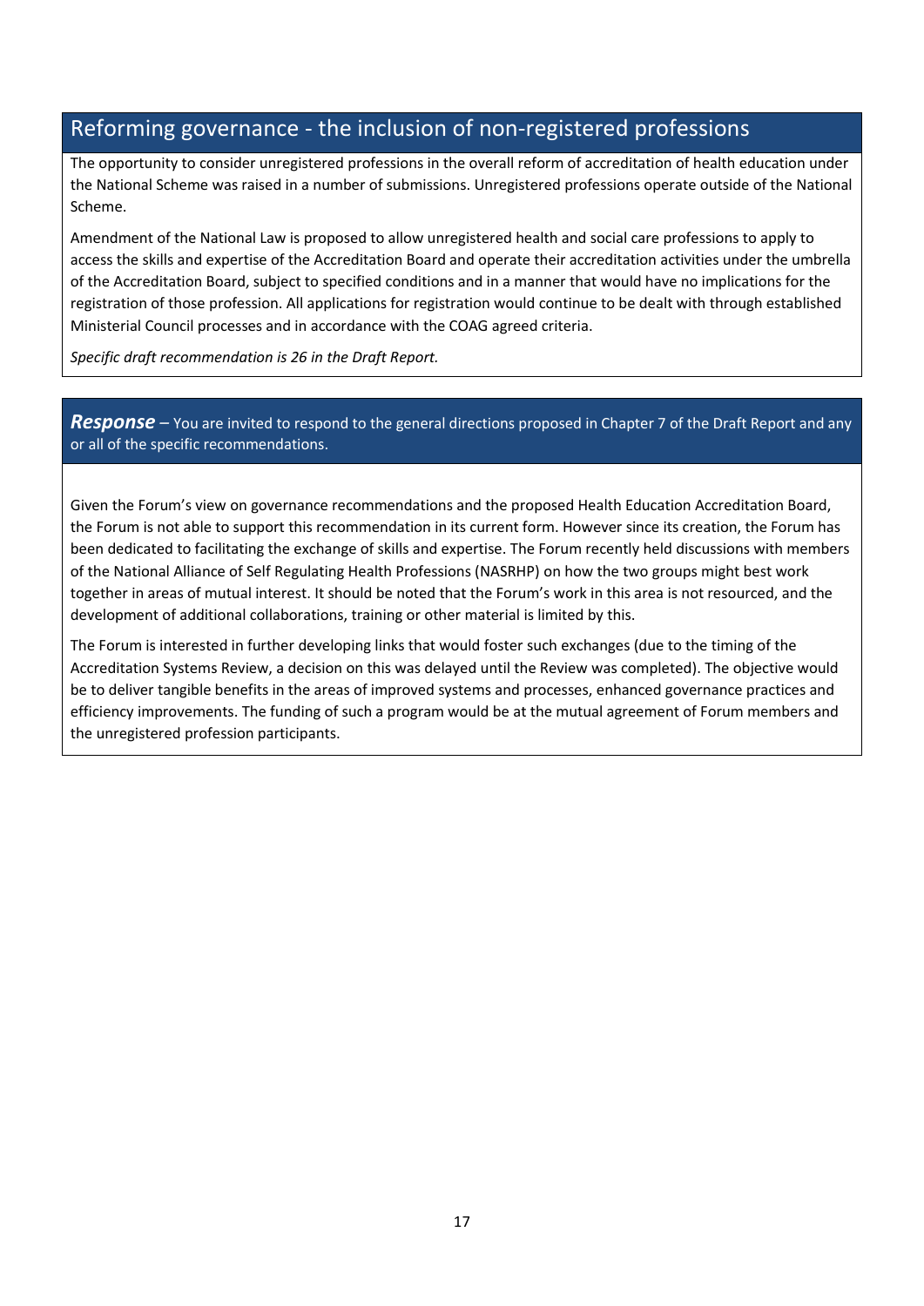## Reforming governance - the inclusion of non-registered professions

The opportunity to consider unregistered professions in the overall reform of accreditation of health education under the National Scheme was raised in a number of submissions. Unregistered professions operate outside of the National Scheme.

Amendment of the National Law is proposed to allow unregistered health and social care professions to apply to access the skills and expertise of the Accreditation Board and operate their accreditation activities under the umbrella of the Accreditation Board, subject to specified conditions and in a manner that would have no implications for the registration of those profession. All applications for registration would continue to be dealt with through established Ministerial Council processes and in accordance with the COAG agreed criteria.

*Specific draft recommendation is 26 in the Draft Report.*

***Response*** – You are invited to respond to the general directions proposed in Chapter 7 of the Draft Report and any or all of the specific recommendations.

Given the Forum's view on governance recommendations and the proposed Health Education Accreditation Board, the Forum is not able to support this recommendation in its current form. However since its creation, the Forum has been dedicated to facilitating the exchange of skills and expertise. The Forum recently held discussions with members of the National Alliance of Self Regulating Health Professions (NASRHP) on how the two groups might best work together in areas of mutual interest. It should be noted that the Forum's work in this area is not resourced, and the development of additional collaborations, training or other material is limited by this.

The Forum is interested in further developing links that would foster such exchanges (due to the timing of the Accreditation Systems Review, a decision on this was delayed until the Review was completed). The objective would be to deliver tangible benefits in the areas of improved systems and processes, enhanced governance practices and efficiency improvements. The funding of such a program would be at the mutual agreement of Forum members and the unregistered profession participants.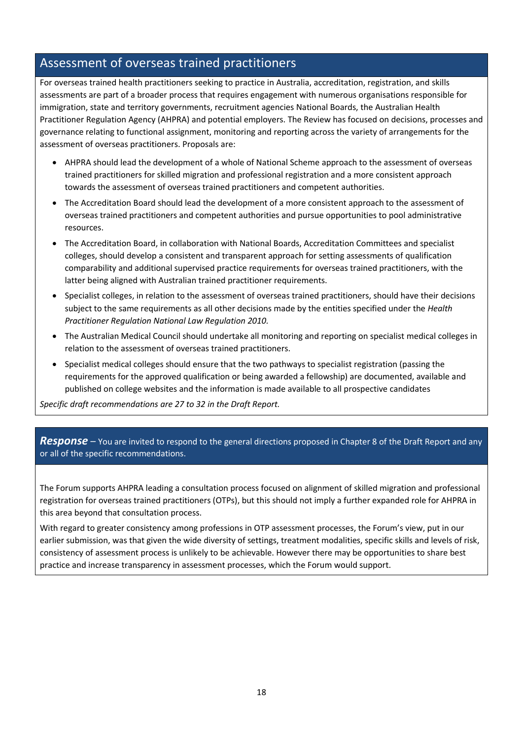## Assessment of overseas trained practitioners

For overseas trained health practitioners seeking to practice in Australia, accreditation, registration, and skills assessments are part of a broader process that requires engagement with numerous organisations responsible for immigration, state and territory governments, recruitment agencies National Boards, the Australian Health Practitioner Regulation Agency (AHPRA) and potential employers. The Review has focused on decisions, processes and governance relating to functional assignment, monitoring and reporting across the variety of arrangements for the assessment of overseas practitioners. Proposals are:

- AHPRA should lead the development of a whole of National Scheme approach to the assessment of overseas trained practitioners for skilled migration and professional registration and a more consistent approach towards the assessment of overseas trained practitioners and competent authorities.
- The Accreditation Board should lead the development of a more consistent approach to the assessment of overseas trained practitioners and competent authorities and pursue opportunities to pool administrative resources.
- The Accreditation Board, in collaboration with National Boards, Accreditation Committees and specialist colleges, should develop a consistent and transparent approach for setting assessments of qualification comparability and additional supervised practice requirements for overseas trained practitioners, with the latter being aligned with Australian trained practitioner requirements.
- Specialist colleges, in relation to the assessment of overseas trained practitioners, should have their decisions subject to the same requirements as all other decisions made by the entities specified under the *Health Practitioner Regulation National Law Regulation 2010.*
- The Australian Medical Council should undertake all monitoring and reporting on specialist medical colleges in relation to the assessment of overseas trained practitioners.
- Specialist medical colleges should ensure that the two pathways to specialist registration (passing the requirements for the approved qualification or being awarded a fellowship) are documented, available and published on college websites and the information is made available to all prospective candidates

*Specific draft recommendations are 27 to 32 in the Draft Report.*

***Response*** – You are invited to respond to the general directions proposed in Chapter 8 of the Draft Report and any or all of the specific recommendations.

The Forum supports AHPRA leading a consultation process focused on alignment of skilled migration and professional registration for overseas trained practitioners (OTPs), but this should not imply a further expanded role for AHPRA in this area beyond that consultation process.

With regard to greater consistency among professions in OTP assessment processes, the Forum's view, put in our earlier submission, was that given the wide diversity of settings, treatment modalities, specific skills and levels of risk, consistency of assessment process is unlikely to be achievable. However there may be opportunities to share best practice and increase transparency in assessment processes, which the Forum would support.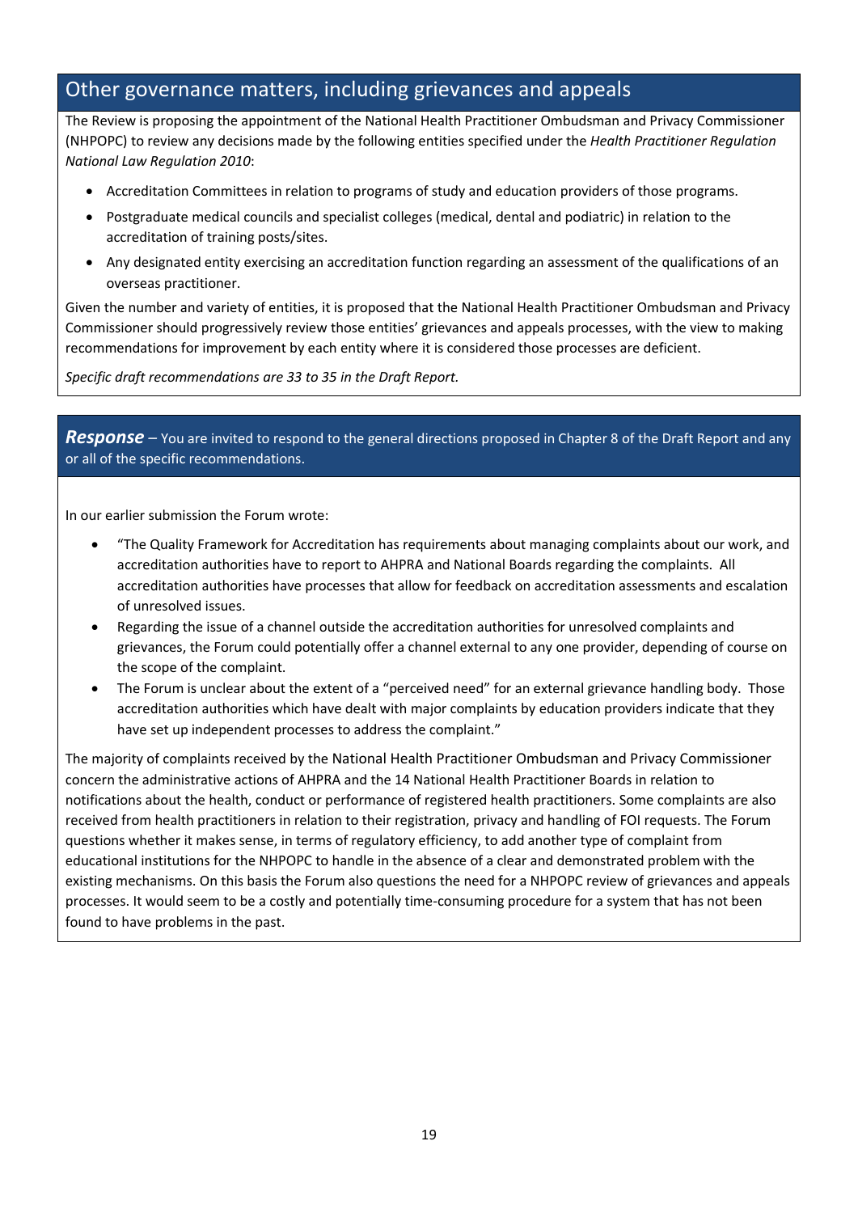## Other governance matters, including grievances and appeals

The Review is proposing the appointment of the National Health Practitioner Ombudsman and Privacy Commissioner (NHPOPC) to review any decisions made by the following entities specified under the *Health Practitioner Regulation National Law Regulation 2010*:

- Accreditation Committees in relation to programs of study and education providers of those programs.
- Postgraduate medical councils and specialist colleges (medical, dental and podiatric) in relation to the accreditation of training posts/sites.
- Any designated entity exercising an accreditation function regarding an assessment of the qualifications of an overseas practitioner.

Given the number and variety of entities, it is proposed that the National Health Practitioner Ombudsman and Privacy Commissioner should progressively review those entities' grievances and appeals processes, with the view to making recommendations for improvement by each entity where it is considered those processes are deficient.

*Specific draft recommendations are 33 to 35 in the Draft Report.*

***Response*** – You are invited to respond to the general directions proposed in Chapter 8 of the Draft Report and any or all of the specific recommendations.

In our earlier submission the Forum wrote:

- "The Quality Framework for Accreditation has requirements about managing complaints about our work, and accreditation authorities have to report to AHPRA and National Boards regarding the complaints. All accreditation authorities have processes that allow for feedback on accreditation assessments and escalation of unresolved issues.
- Regarding the issue of a channel outside the accreditation authorities for unresolved complaints and grievances, the Forum could potentially offer a channel external to any one provider, depending of course on the scope of the complaint.
- The Forum is unclear about the extent of a "perceived need" for an external grievance handling body. Those accreditation authorities which have dealt with major complaints by education providers indicate that they have set up independent processes to address the complaint."

The majority of complaints received by the National Health Practitioner Ombudsman and Privacy Commissioner concern the administrative actions of AHPRA and the 14 National Health Practitioner Boards in relation to notifications about the health, conduct or performance of registered health practitioners. Some complaints are also received from health practitioners in relation to their registration, privacy and handling of FOI requests. The Forum questions whether it makes sense, in terms of regulatory efficiency, to add another type of complaint from educational institutions for the NHPOPC to handle in the absence of a clear and demonstrated problem with the existing mechanisms. On this basis the Forum also questions the need for a NHPOPC review of grievances and appeals processes. It would seem to be a costly and potentially time-consuming procedure for a system that has not been found to have problems in the past.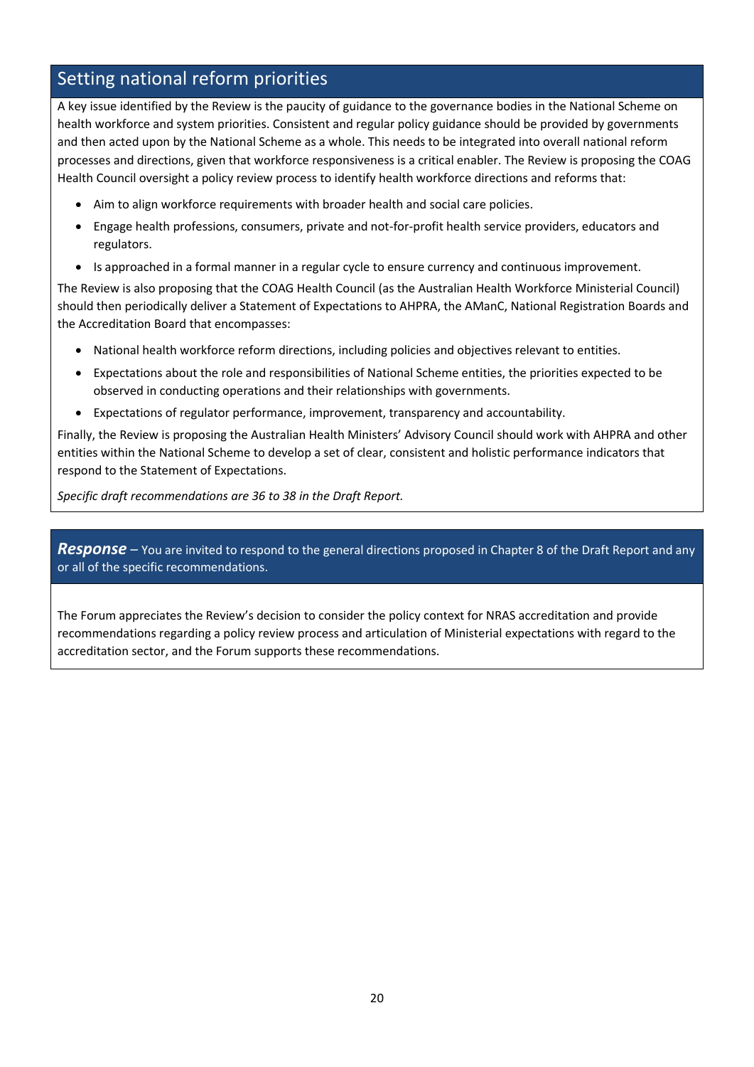## Setting national reform priorities

A key issue identified by the Review is the paucity of guidance to the governance bodies in the National Scheme on health workforce and system priorities. Consistent and regular policy guidance should be provided by governments and then acted upon by the National Scheme as a whole. This needs to be integrated into overall national reform processes and directions, given that workforce responsiveness is a critical enabler. The Review is proposing the COAG Health Council oversight a policy review process to identify health workforce directions and reforms that:

- Aim to align workforce requirements with broader health and social care policies.
- Engage health professions, consumers, private and not-for-profit health service providers, educators and regulators.
- Is approached in a formal manner in a regular cycle to ensure currency and continuous improvement.

The Review is also proposing that the COAG Health Council (as the Australian Health Workforce Ministerial Council) should then periodically deliver a Statement of Expectations to AHPRA, the AManC, National Registration Boards and the Accreditation Board that encompasses:

- National health workforce reform directions, including policies and objectives relevant to entities.
- Expectations about the role and responsibilities of National Scheme entities, the priorities expected to be observed in conducting operations and their relationships with governments.
- Expectations of regulator performance, improvement, transparency and accountability.

Finally, the Review is proposing the Australian Health Ministers' Advisory Council should work with AHPRA and other entities within the National Scheme to develop a set of clear, consistent and holistic performance indicators that respond to the Statement of Expectations.

*Specific draft recommendations are 36 to 38 in the Draft Report.*

***Response*** – You are invited to respond to the general directions proposed in Chapter 8 of the Draft Report and any or all of the specific recommendations.

The Forum appreciates the Review's decision to consider the policy context for NRAS accreditation and provide recommendations regarding a policy review process and articulation of Ministerial expectations with regard to the accreditation sector, and the Forum supports these recommendations.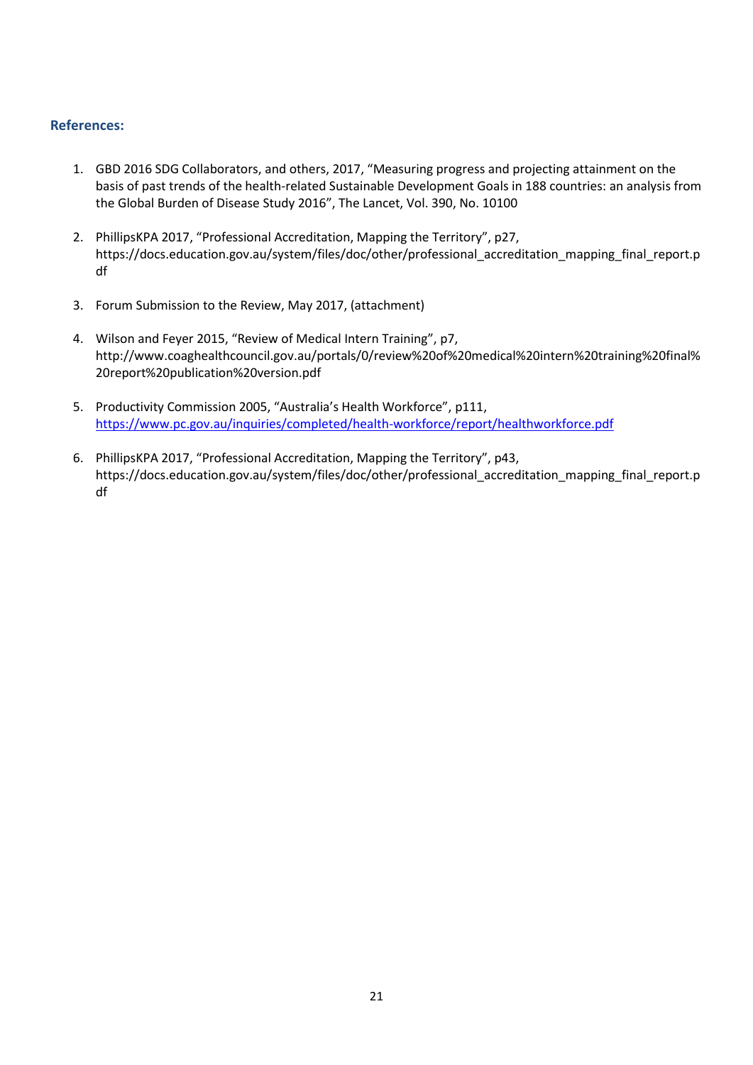## References:

1. GBD 2016 SDG Collaborators, and others, 2017, "Measuring progress and projecting attainment on the basis of past trends of the health-related Sustainable Development Goals in 188 countries: an analysis from the Global Burden of Disease Study 2016", The Lancet, Vol. 390, No. 10100

2. PhillipsKPA 2017, "Professional Accreditation, Mapping the Territory", p27, https://docs.education.gov.au/system/files/doc/other/professional_accreditation_mapping_final_report.pdf

3. Forum Submission to the Review, May 2017, (attachment)

4. Wilson and Feyer 2015, "Review of Medical Intern Training", p7, http://www.coaghealthcouncil.gov.au/portals/0/review%20of%20medical%20intern%20training%20final%20report%20publication%20version.pdf

5. Productivity Commission 2005, "Australia's Health Workforce", p111, https://www.pc.gov.au/inquiries/completed/health-workforce/report/healthworkforce.pdf

6. PhillipsKPA 2017, "Professional Accreditation, Mapping the Territory", p43, https://docs.education.gov.au/system/files/doc/other/professional_accreditation_mapping_final_report.pdf